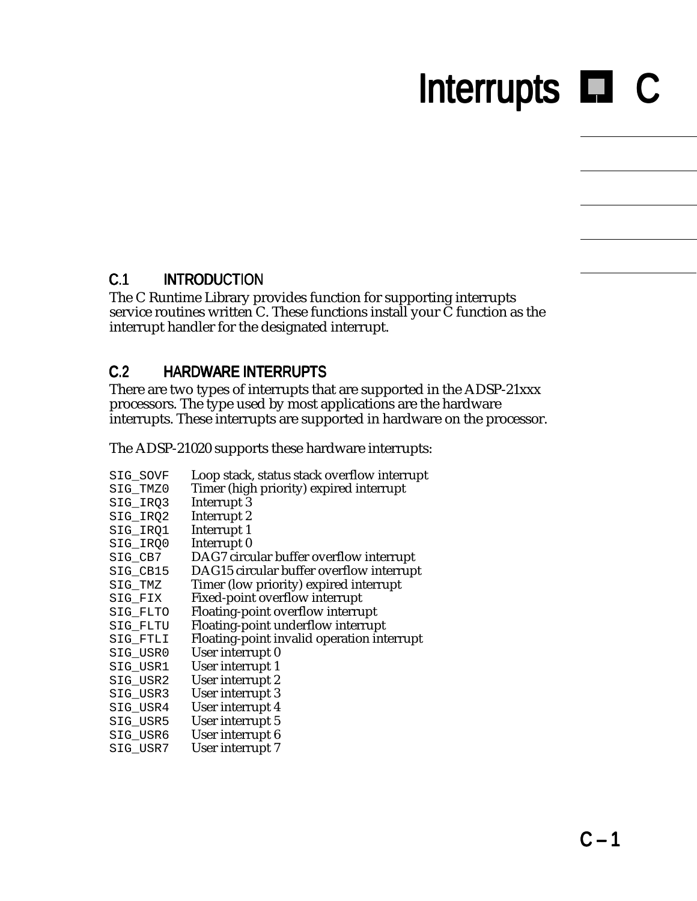# Interrupts C

## C.1 INTRODUCTION

The C Runtime Library provides function for supporting interrupts service routines written C. These functions install your C function as the interrupt handler for the designated interrupt.

## C.2 HARDWARE INTERRUPTS

There are two types of interrupts that are supported in the ADSP-21xxx processors. The type used by most applications are the hardware interrupts. These interrupts are supported in hardware on the processor.

The ADSP-21020 supports these hardware interrupts:

```
SIG_SOVF    Loop stack, status stack overflow interrupt
SIG_TMZ0    Timer (high priority) expired interrupt
SIG_IRQ3    Interrupt 3
SIG_IRQ2    Interrupt 2
SIG_IRQ1    Interrupt 1
SIG_IRQ0    Interrupt 0
SIG_CB7     DAG7 circular buffer overflow interrupt
SIG_CB15    DAG15 circular buffer overflow interrupt
SIG_TMZ     Timer (low priority) expired interrupt
SIG_FIX     Fixed-point overflow interrupt
SIG_FLTO    Floating-point overflow interrupt
SIG_FLTU    Floating-point underflow interrupt
SIG_FTLI    Floating-point invalid operation interrupt
SIG_USR0    User interrupt 0
SIG_USR1    User interrupt 1
SIG_USR2    User interrupt 2
SIG_USR3    User interrupt 3
SIG_USR4    User interrupt 4
SIG_USR5    User interrupt 5
SIG_USR6    User interrupt 6
SIG_USR7    User interrupt 7
```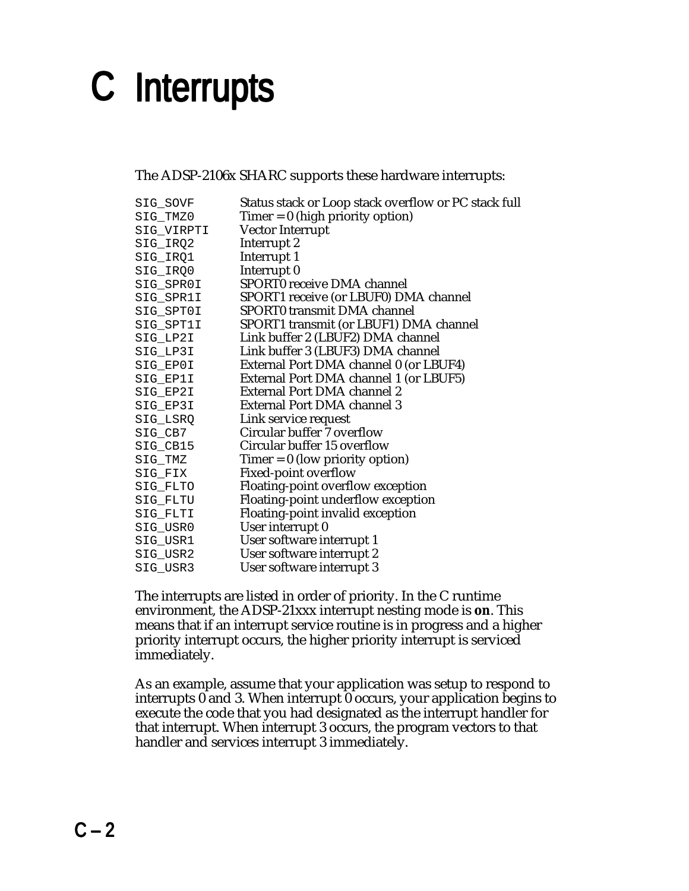# C Interrupts

The ADSP-2106x SHARC supports these hardware interrupts:

| | |
|---|---|
| `SIG_SOVF` | Status stack or Loop stack overflow or PC stack full |
| `SIG_TMZ0` | Timer = 0 (high priority option) |
| `SIG_VIRPTI` | Vector Interrupt |
| `SIG_IRQ2` | Interrupt 2 |
| `SIG_IRQ1` | Interrupt 1 |
| `SIG_IRQ0` | Interrupt 0 |
| `SIG_SPR0I` | SPORT0 receive DMA channel |
| `SIG_SPR1I` | SPORT1 receive (or LBUF0) DMA channel |
| `SIG_SPT0I` | SPORT0 transmit DMA channel |
| `SIG_SPT1I` | SPORT1 transmit (or LBUF1) DMA channel |
| `SIG_LP2I` | Link buffer 2 (LBUF2) DMA channel |
| `SIG_LP3I` | Link buffer 3 (LBUF3) DMA channel |
| `SIG_EP0I` | External Port DMA channel 0 (or LBUF4) |
| `SIG_EP1I` | External Port DMA channel 1 (or LBUF5) |
| `SIG_EP2I` | External Port DMA channel 2 |
| `SIG_EP3I` | External Port DMA channel 3 |
| `SIG_LSRQ` | Link service request |
| `SIG_CB7` | Circular buffer 7 overflow |
| `SIG_CB15` | Circular buffer 15 overflow |
| `SIG_TMZ` | Timer = 0 (low priority option) |
| `SIG_FIX` | Fixed-point overflow |
| `SIG_FLTO` | Floating-point overflow exception |
| `SIG_FLTU` | Floating-point underflow exception |
| `SIG_FLTI` | Floating-point invalid exception |
| `SIG_USR0` | User interrupt 0 |
| `SIG_USR1` | User software interrupt 1 |
| `SIG_USR2` | User software interrupt 2 |
| `SIG_USR3` | User software interrupt 3 |

The interrupts are listed in order of priority. In the C runtime environment, the ADSP-21xxx interrupt nesting mode is **on**. This means that if an interrupt service routine is in progress and a higher priority interrupt occurs, the higher priority interrupt is serviced immediately.

As an example, assume that your application was setup to respond to interrupts 0 and 3. When interrupt 0 occurs, your application begins to execute the code that you had designated as the interrupt handler for that interrupt. When interrupt 3 occurs, the program vectors to that handler and services interrupt 3 immediately.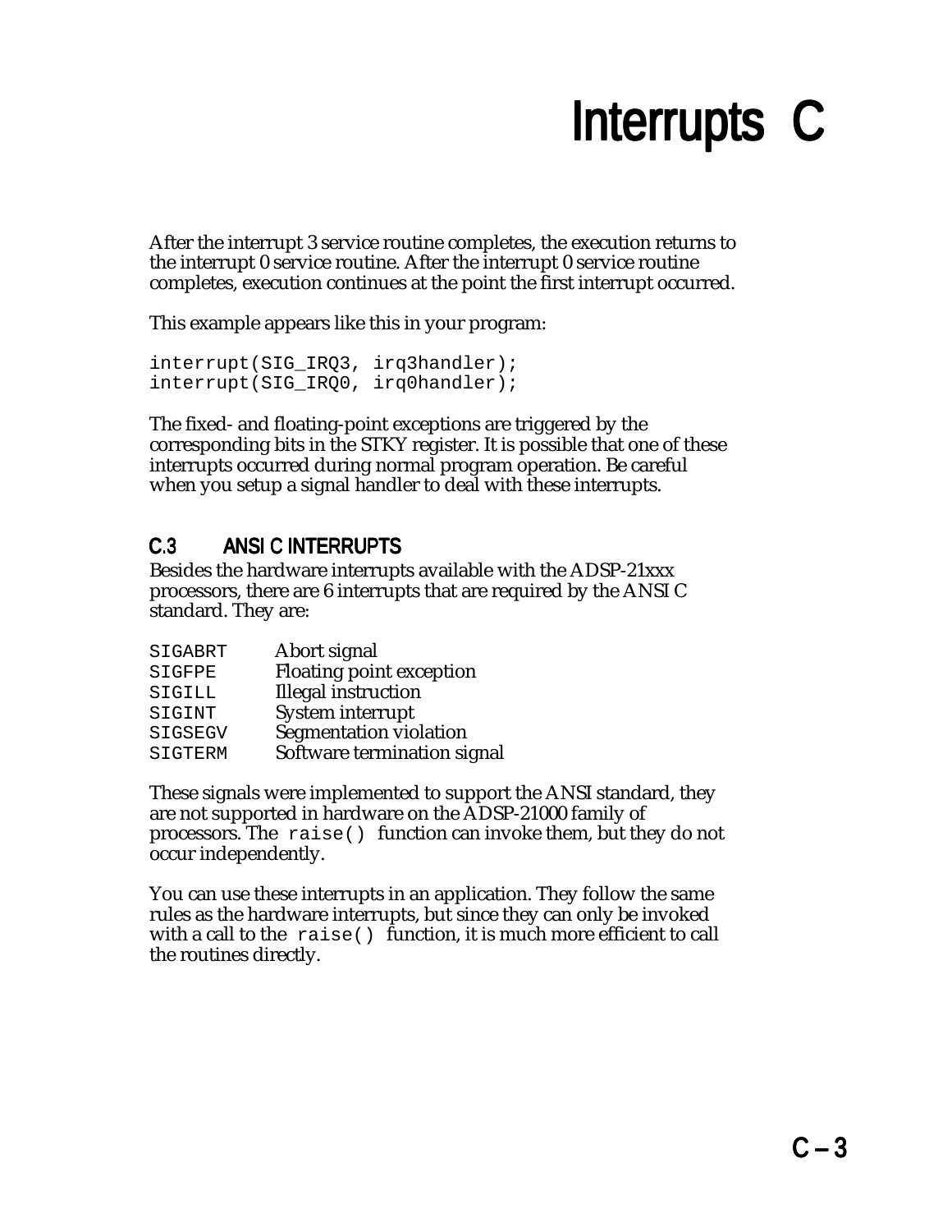After the interrupt 3 service routine completes, the execution returns to the interrupt 0 service routine. After the interrupt 0 service routine completes, execution continues at the point the first interrupt occurred.

This example appears like this in your program:

```
interrupt(SIG_IRQ3, irq3handler);
interrupt(SIG_IRQ0, irq0handler);
```

The fixed- and floating-point exceptions are triggered by the corresponding bits in the STKY register. It is possible that one of these interrupts occurred during normal program operation. Be careful when you setup a signal handler to deal with these interrupts.

## C.3 ANSI C INTERRUPTS

Besides the hardware interrupts available with the ADSP-21xxx processors, there are 6 interrupts that are required by the ANSI C standard. They are:

| | |
|---|---|
| `SIGABRT` | Abort signal |
| `SIGFPE` | Floating point exception |
| `SIGILL` | Illegal instruction |
| `SIGINT` | System interrupt |
| `SIGSEGV` | Segmentation violation |
| `SIGTERM` | Software termination signal |

These signals were implemented to support the ANSI standard, they are not supported in hardware on the ADSP-21000 family of processors. The `raise()` function can invoke them, but they do not occur independently.

You can use these interrupts in an application. They follow the same rules as the hardware interrupts, but since they can only be invoked with a call to the `raise()` function, it is much more efficient to call the routines directly.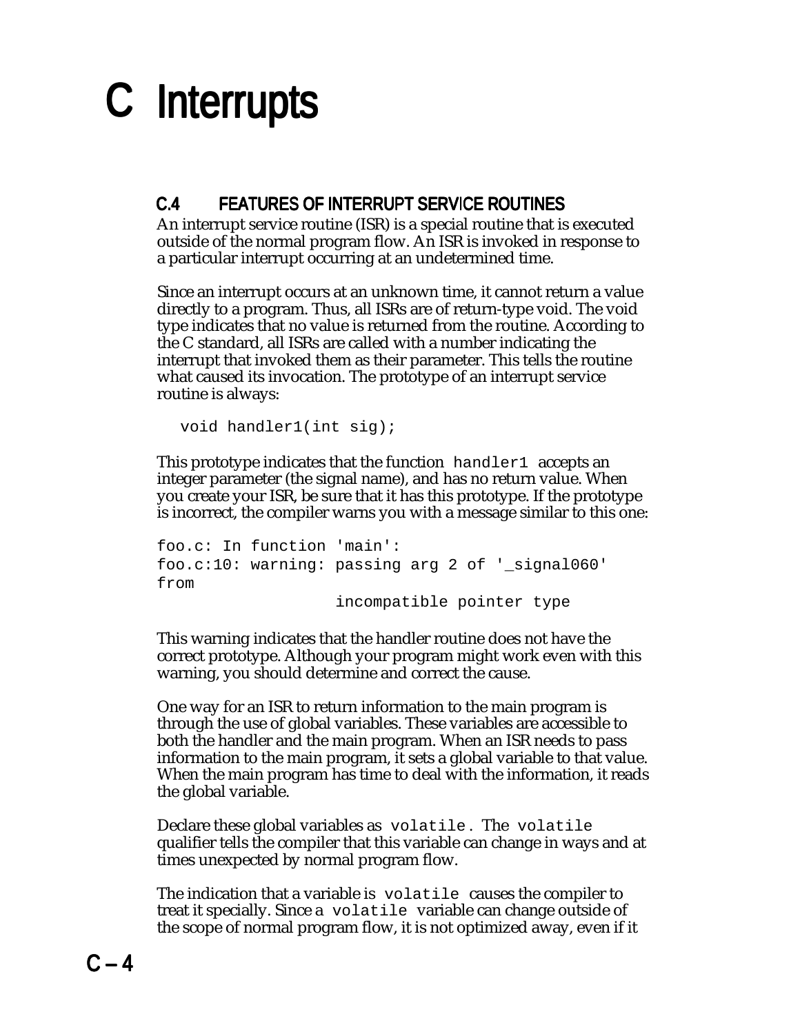# C Interrupts

## C.4 FEATURES OF INTERRUPT SERVICE ROUTINES

An interrupt service routine (ISR) is a special routine that is executed outside of the normal program flow. An ISR is invoked in response to a particular interrupt occurring at an undetermined time.

Since an interrupt occurs at an unknown time, it cannot return a value directly to a program. Thus, all ISRs are of return-type void. The void type indicates that no value is returned from the routine. According to the C standard, all ISRs are called with a number indicating the interrupt that invoked them as their parameter. This tells the routine what caused its invocation. The prototype of an interrupt service routine is always:

```
void handler1(int sig);
```

This prototype indicates that the function `handler1` accepts an integer parameter (the signal name), and has no return value. When you create your ISR, be sure that it has this prototype. If the prototype is incorrect, the compiler warns you with a message similar to this one:

```
foo.c: In function 'main':
foo.c:10: warning: passing arg 2 of '_signal060'
from
                   incompatible pointer type
```

This warning indicates that the handler routine does not have the correct prototype. Although your program might work even with this warning, you should determine and correct the cause.

One way for an ISR to return information to the main program is through the use of global variables. These variables are accessible to both the handler and the main program. When an ISR needs to pass information to the main program, it sets a global variable to that value. When the main program has time to deal with the information, it reads the global variable.

Declare these global variables as `volatile`. The `volatile` qualifier tells the compiler that this variable can change in ways and at times unexpected by normal program flow.

The indication that a variable is `volatile` causes the compiler to treat it specially. Since a `volatile` variable can change outside of the scope of normal program flow, it is not optimized away, even if it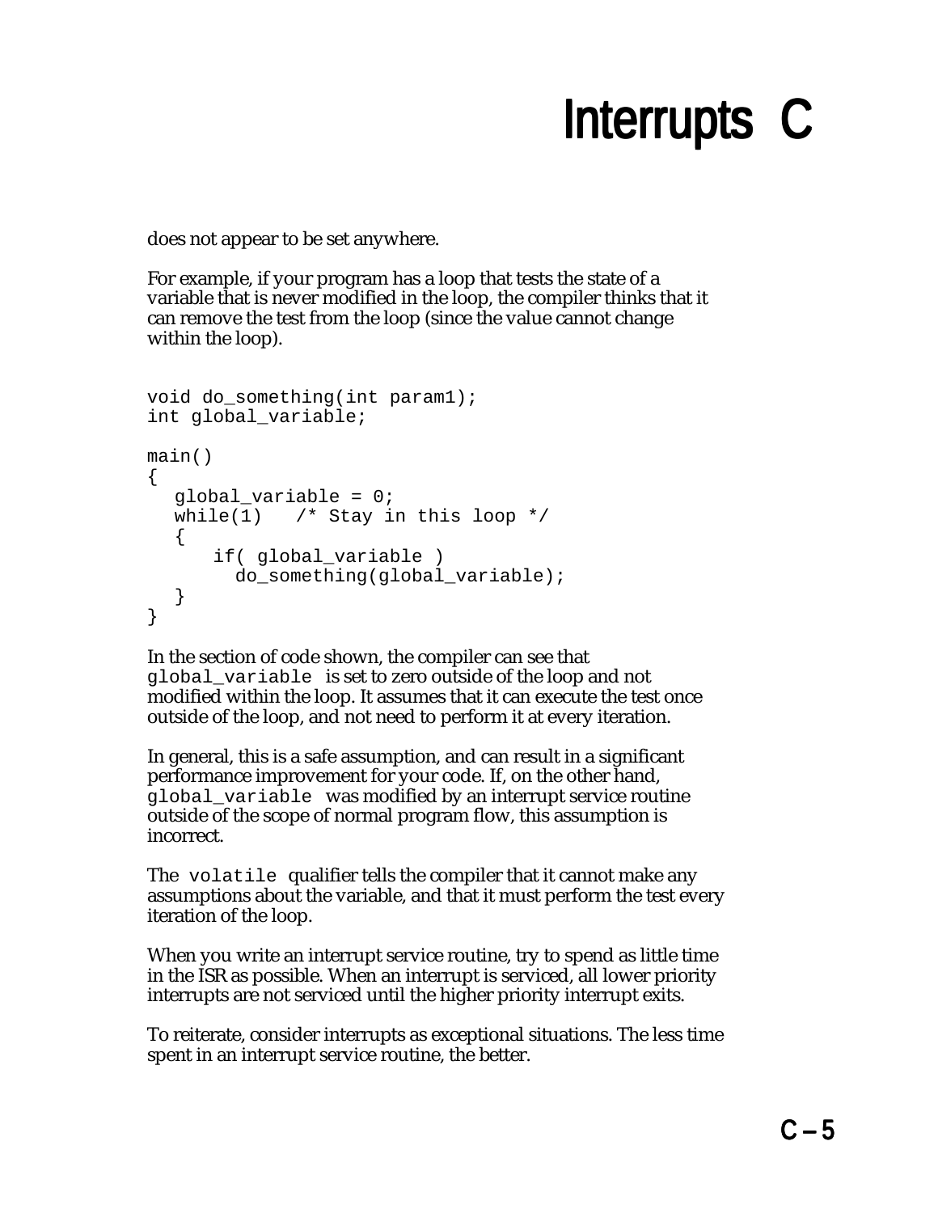does not appear to be set anywhere.

For example, if your program has a loop that tests the state of a variable that is never modified in the loop, the compiler thinks that it can remove the test from the loop (since the value cannot change within the loop).

```
void do_something(int param1);
int global_variable;

main()
{
   global_variable = 0;
   while(1)   /* Stay in this loop */
   {
       if( global_variable )
         do_something(global_variable);
   }
}
```

In the section of code shown, the compiler can see that `global_variable` is set to zero outside of the loop and not modified within the loop. It assumes that it can execute the test once outside of the loop, and not need to perform it at every iteration.

In general, this is a safe assumption, and can result in a significant performance improvement for your code. If, on the other hand, `global_variable` was modified by an interrupt service routine outside of the scope of normal program flow, this assumption is incorrect.

The `volatile` qualifier tells the compiler that it cannot make any assumptions about the variable, and that it must perform the test every iteration of the loop.

When you write an interrupt service routine, try to spend as little time in the ISR as possible. When an interrupt is serviced, all lower priority interrupts are not serviced until the higher priority interrupt exits.

To reiterate, consider interrupts as exceptional situations. The less time spent in an interrupt service routine, the better.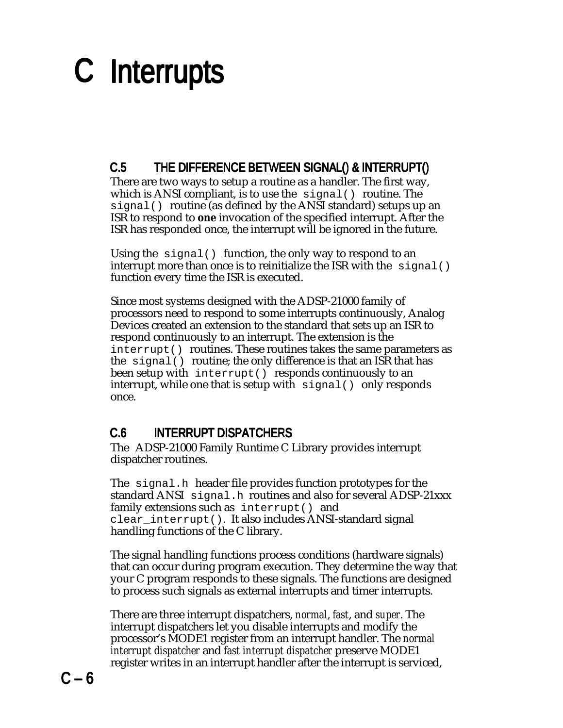## C.5 THE DIFFERENCE BETWEEN SIGNAL() & INTERRUPT()

There are two ways to setup a routine as a handler. The first way, which is ANSI compliant, is to use the `signal()` routine. The `signal()` routine (as defined by the ANSI standard) setups up an ISR to respond to **one** invocation of the specified interrupt. After the ISR has responded once, the interrupt will be ignored in the future.

Using the `signal()` function, the only way to respond to an interrupt more than once is to reinitialize the ISR with the `signal()` function every time the ISR is executed.

Since most systems designed with the ADSP-21000 family of processors need to respond to some interrupts continuously, Analog Devices created an extension to the standard that sets up an ISR to respond continuously to an interrupt. The extension is the `interrupt()` routines. These routines takes the same parameters as the `signal()` routine; the only difference is that an ISR that has been setup with `interrupt()` responds continuously to an interrupt, while one that is setup with `signal()` only responds once.

## C.6 INTERRUPT DISPATCHERS

The ADSP-21000 Family Runtime C Library provides interrupt dispatcher routines.

The `signal.h` header file provides function prototypes for the standard ANSI `signal.h` routines and also for several ADSP-21xxx family extensions such as `interrupt()` and `clear_interrupt()`. It also includes ANSI-standard signal handling functions of the C library.

The signal handling functions process conditions (hardware signals) that can occur during program execution. They determine the way that your C program responds to these signals. The functions are designed to process such signals as external interrupts and timer interrupts.

There are three interrupt dispatchers, *normal*, *fast*, and *super*. The interrupt dispatchers let you disable interrupts and modify the processor's MODE1 register from an interrupt handler. The *normal interrupt dispatcher* and *fast interrupt dispatcher* preserve MODE1 register writes in an interrupt handler after the interrupt is serviced,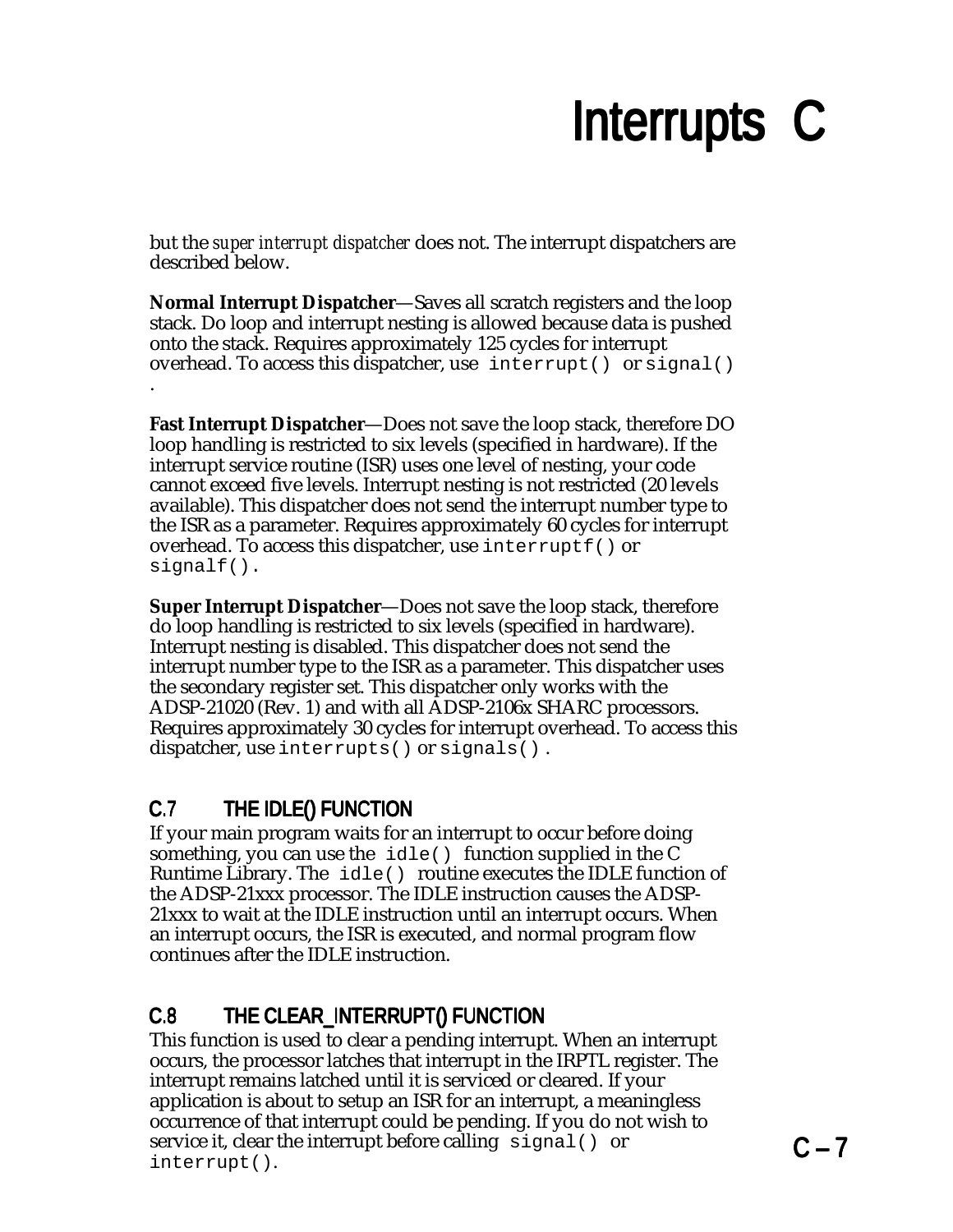but the *super interrupt dispatcher* does not. The interrupt dispatchers are described below.

**Normal Interrupt Dispatcher**—Saves all scratch registers and the loop stack. Do loop and interrupt nesting is allowed because data is pushed onto the stack. Requires approximately 125 cycles for interrupt overhead. To access this dispatcher, use `interrupt()` or `signal()`.

**Fast Interrupt Dispatcher**—Does not save the loop stack, therefore DO loop handling is restricted to six levels (specified in hardware). If the interrupt service routine (ISR) uses one level of nesting, your code cannot exceed five levels. Interrupt nesting is not restricted (20 levels available). This dispatcher does not send the interrupt number type to the ISR as a parameter. Requires approximately 60 cycles for interrupt overhead. To access this dispatcher, use `interruptf()` or `signalf()`.

**Super Interrupt Dispatcher**—Does not save the loop stack, therefore do loop handling is restricted to six levels (specified in hardware). Interrupt nesting is disabled. This dispatcher does not send the interrupt number type to the ISR as a parameter. This dispatcher uses the secondary register set. This dispatcher only works with the ADSP-21020 (Rev. 1) and with all ADSP-2106x SHARC processors. Requires approximately 30 cycles for interrupt overhead. To access this dispatcher, use `interrupts()` or `signals()`.

## C.7 THE IDLE() FUNCTION

If your main program waits for an interrupt to occur before doing something, you can use the `idle()` function supplied in the C Runtime Library. The `idle()` routine executes the IDLE function of the ADSP-21xxx processor. The IDLE instruction causes the ADSP-21xxx to wait at the IDLE instruction until an interrupt occurs. When an interrupt occurs, the ISR is executed, and normal program flow continues after the IDLE instruction.

## C.8 THE CLEAR_INTERRUPT() FUNCTION

This function is used to clear a pending interrupt. When an interrupt occurs, the processor latches that interrupt in the IRPTL register. The interrupt remains latched until it is serviced or cleared. If your application is about to setup an ISR for an interrupt, a meaningless occurrence of that interrupt could be pending. If you do not wish to service it, clear the interrupt before calling `signal()` or `interrupt()`.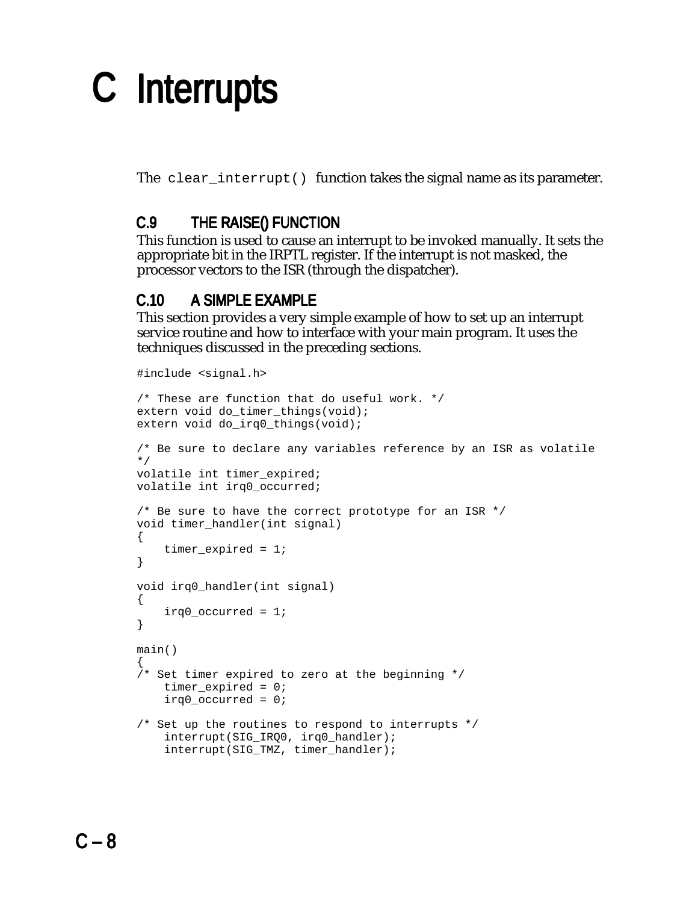The `clear_interrupt()` function takes the signal name as its parameter.

## C.9 THE RAISE() FUNCTION

This function is used to cause an interrupt to be invoked manually. It sets the appropriate bit in the IRPTL register. If the interrupt is not masked, the processor vectors to the ISR (through the dispatcher).

## C.10 A SIMPLE EXAMPLE

This section provides a very simple example of how to set up an interrupt service routine and how to interface with your main program. It uses the techniques discussed in the preceding sections.

```
#include <signal.h>

/* These are function that do useful work. */
extern void do_timer_things(void);
extern void do_irq0_things(void);

/* Be sure to declare any variables reference by an ISR as volatile
*/
volatile int timer_expired;
volatile int irq0_occurred;

/* Be sure to have the correct prototype for an ISR */
void timer_handler(int signal)
{
    timer_expired = 1;
}

void irq0_handler(int signal)
{
    irq0_occurred = 1;
}

main()
{
/* Set timer expired to zero at the beginning */
    timer_expired = 0;
    irq0_occurred = 0;

/* Set up the routines to respond to interrupts */
    interrupt(SIG_IRQ0, irq0_handler);
    interrupt(SIG_TMZ, timer_handler);
```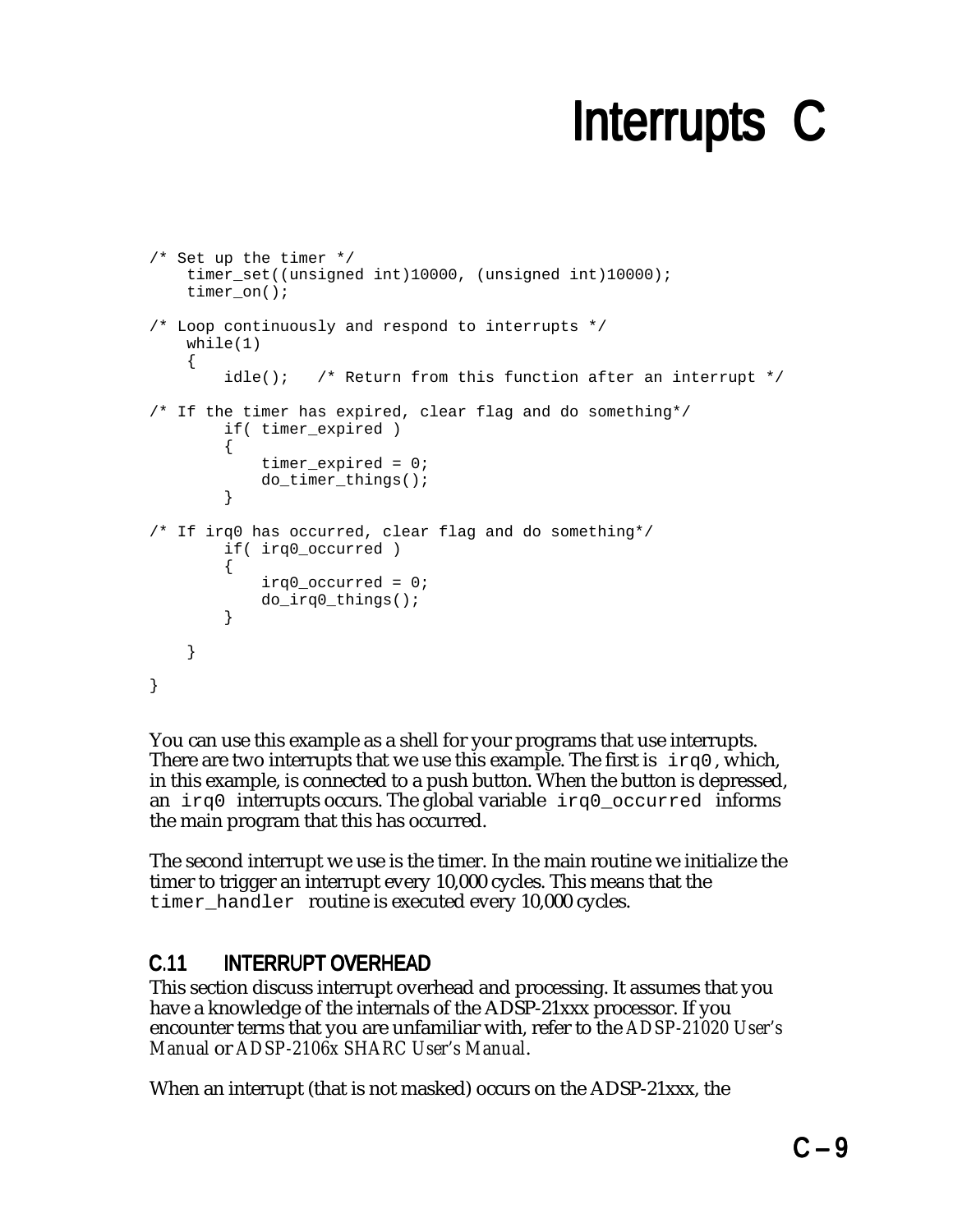```
/* Set up the timer */
    timer_set((unsigned int)10000, (unsigned int)10000);
    timer_on();

/* Loop continuously and respond to interrupts */
    while(1)
    {
        idle();   /* Return from this function after an interrupt */

/* If the timer has expired, clear flag and do something*/
        if( timer_expired )
        {
            timer_expired = 0;
            do_timer_things();
        }

/* If irq0 has occurred, clear flag and do something*/
        if( irq0_occurred )
        {
            irq0_occurred = 0;
            do_irq0_things();
        }

    }

}
```

You can use this example as a shell for your programs that use interrupts. There are two interrupts that we use this example. The first is `irq0`, which, in this example, is connected to a push button. When the button is depressed, an `irq0` interrupts occurs. The global variable `irq0_occurred` informs the main program that this has occurred.

The second interrupt we use is the timer. In the main routine we initialize the timer to trigger an interrupt every 10,000 cycles. This means that the `timer_handler` routine is executed every 10,000 cycles.

## C.11 INTERRUPT OVERHEAD

This section discuss interrupt overhead and processing. It assumes that you have a knowledge of the internals of the ADSP-21xxx processor. If you encounter terms that you are unfamiliar with, refer to the *ADSP-21020 User's Manual* or *ADSP-2106x SHARC User's Manual*.

When an interrupt (that is not masked) occurs on the ADSP-21xxx, the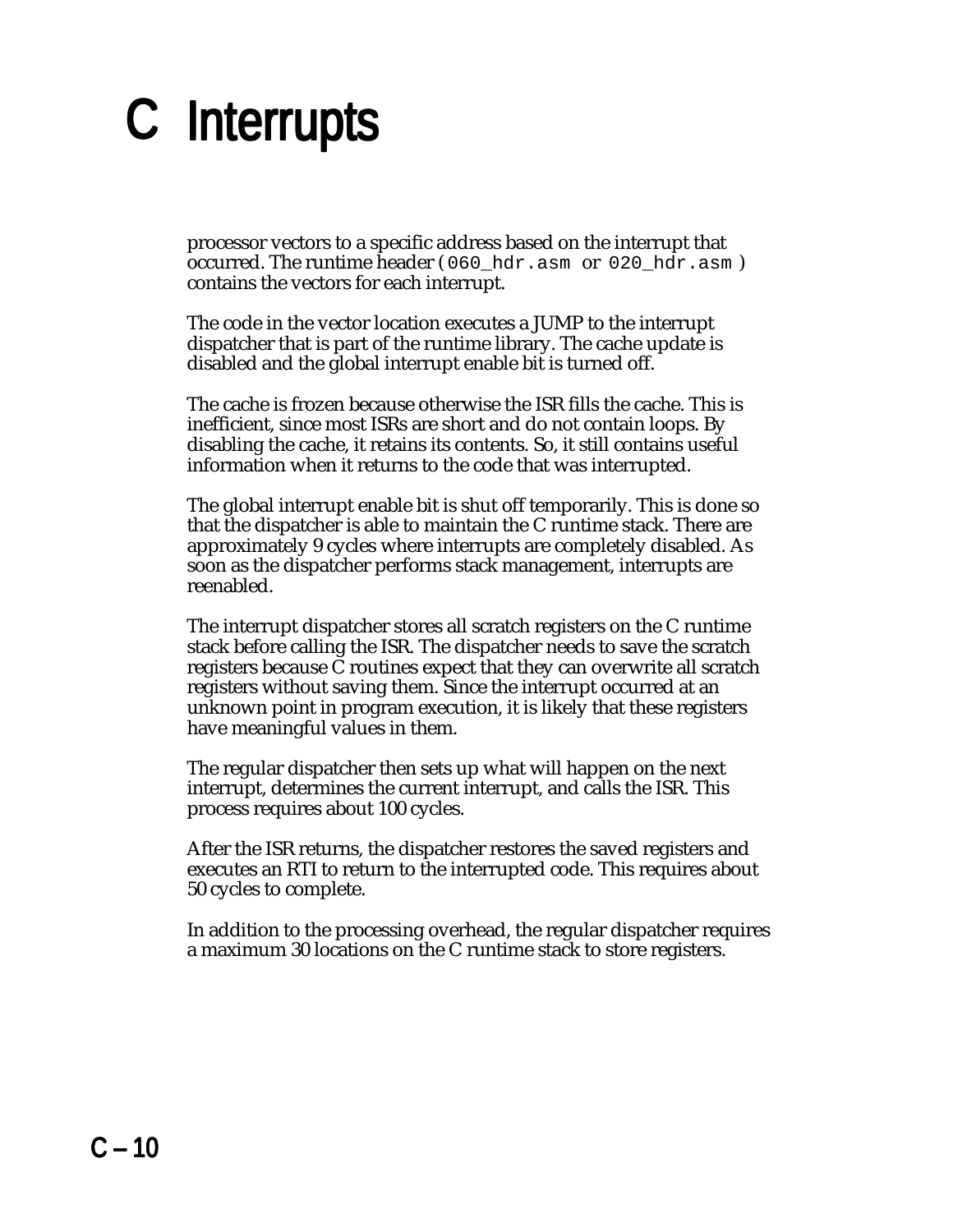processor vectors to a specific address based on the interrupt that occurred. The runtime header (`060_hdr.asm` or `020_hdr.asm`) contains the vectors for each interrupt.

The code in the vector location executes a JUMP to the interrupt dispatcher that is part of the runtime library. The cache update is disabled and the global interrupt enable bit is turned off.

The cache is frozen because otherwise the ISR fills the cache. This is inefficient, since most ISRs are short and do not contain loops. By disabling the cache, it retains its contents. So, it still contains useful information when it returns to the code that was interrupted.

The global interrupt enable bit is shut off temporarily. This is done so that the dispatcher is able to maintain the C runtime stack. There are approximately 9 cycles where interrupts are completely disabled. As soon as the dispatcher performs stack management, interrupts are reenabled.

The interrupt dispatcher stores all scratch registers on the C runtime stack before calling the ISR. The dispatcher needs to save the scratch registers because C routines expect that they can overwrite all scratch registers without saving them. Since the interrupt occurred at an unknown point in program execution, it is likely that these registers have meaningful values in them.

The regular dispatcher then sets up what will happen on the next interrupt, determines the current interrupt, and calls the ISR. This process requires about 100 cycles.

After the ISR returns, the dispatcher restores the saved registers and executes an RTI to return to the interrupted code. This requires about 50 cycles to complete.

In addition to the processing overhead, the regular dispatcher requires a maximum 30 locations on the C runtime stack to store registers.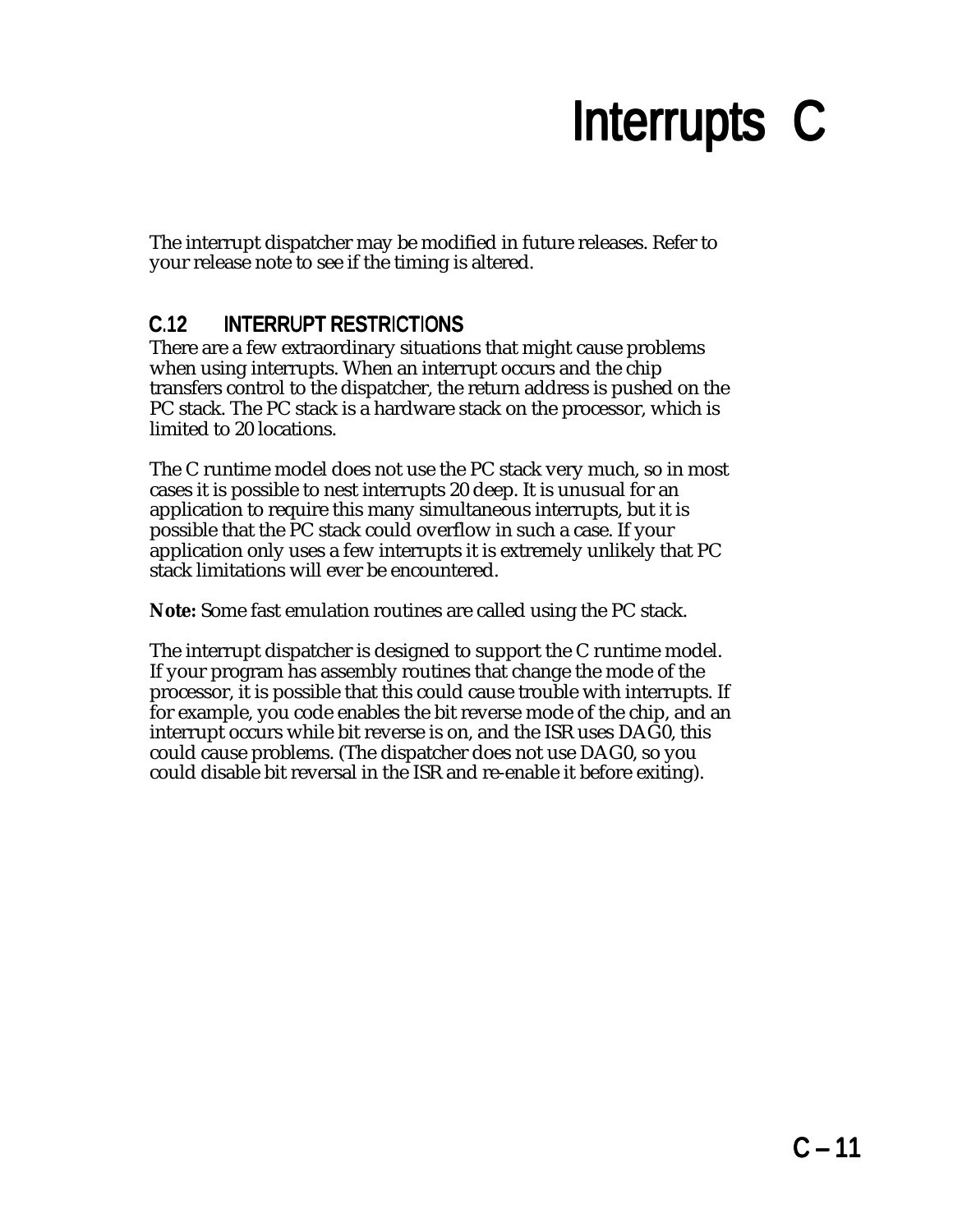The interrupt dispatcher may be modified in future releases. Refer to your release note to see if the timing is altered.

## C.12 INTERRUPT RESTRICTIONS

There are a few extraordinary situations that might cause problems when using interrupts. When an interrupt occurs and the chip transfers control to the dispatcher, the return address is pushed on the PC stack. The PC stack is a hardware stack on the processor, which is limited to 20 locations.

The C runtime model does not use the PC stack very much, so in most cases it is possible to nest interrupts 20 deep. It is unusual for an application to require this many simultaneous interrupts, but it is possible that the PC stack could overflow in such a case. If your application only uses a few interrupts it is extremely unlikely that PC stack limitations will ever be encountered.

**Note:** Some fast emulation routines are called using the PC stack.

The interrupt dispatcher is designed to support the C runtime model. If your program has assembly routines that change the mode of the processor, it is possible that this could cause trouble with interrupts. If for example, you code enables the bit reverse mode of the chip, and an interrupt occurs while bit reverse is on, and the ISR uses DAG0, this could cause problems. (The dispatcher does not use DAG0, so you could disable bit reversal in the ISR and re-enable it before exiting).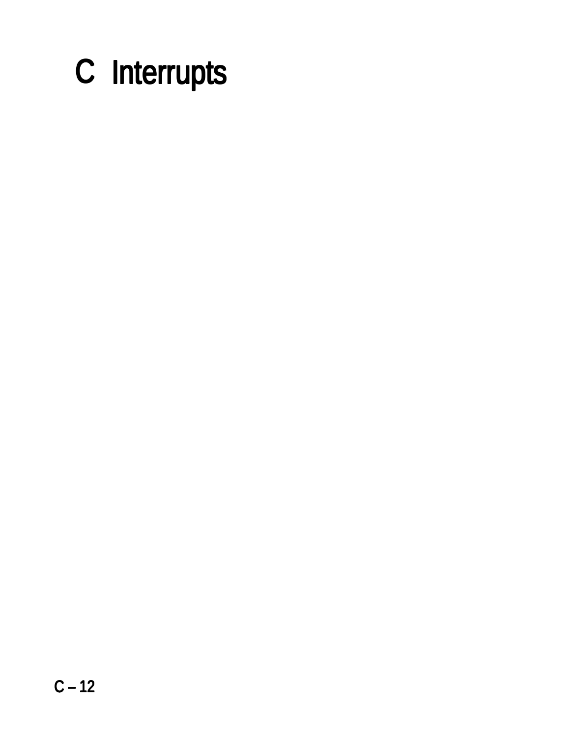# C Interrupts